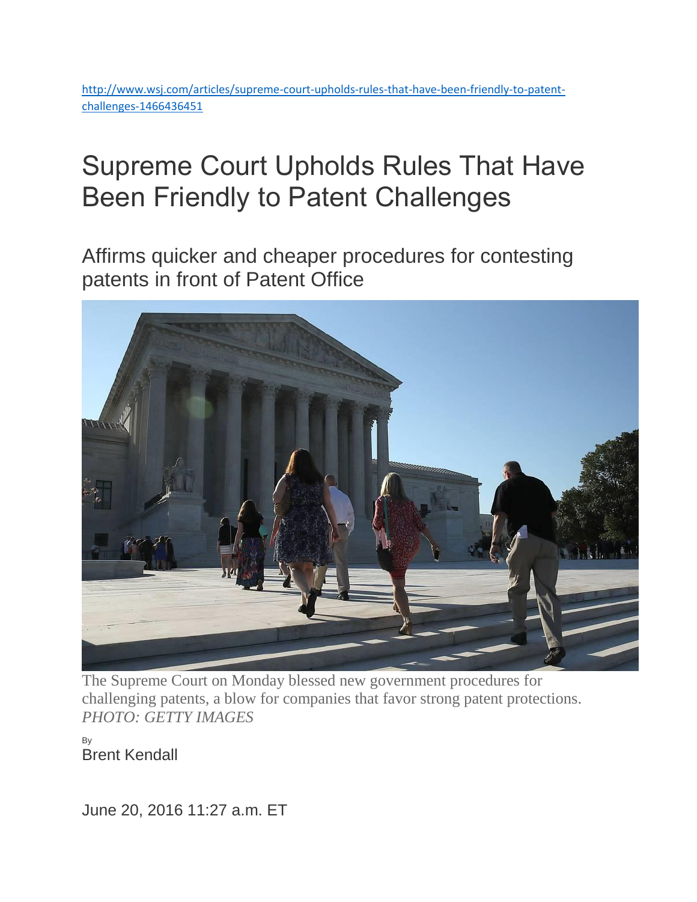http://www.wsj.com/articles/supreme-court-upholds-rules-that-have-been-friendly-to-patent-challenges-1466436451

# Supreme Court Upholds Rules That Have Been Friendly to Patent Challenges

## Affirms quicker and cheaper procedures for contesting patents in front of Patent Office

The Supreme Court on Monday blessed new government procedures for challenging patents, a blow for companies that favor strong patent protections. *PHOTO: GETTY IMAGES*

By
Brent Kendall

June 20, 2016 11:27 a.m. ET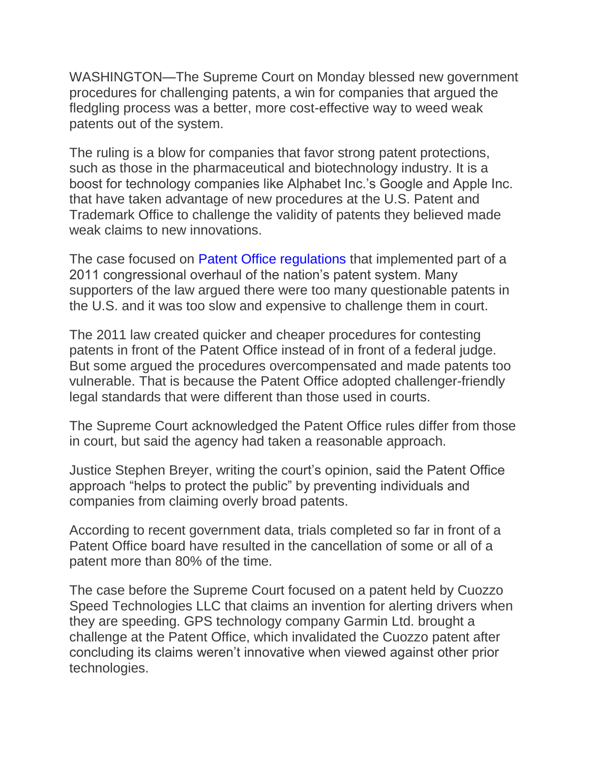WASHINGTON—The Supreme Court on Monday blessed new government procedures for challenging patents, a win for companies that argued the fledgling process was a better, more cost-effective way to weed weak patents out of the system.

The ruling is a blow for companies that favor strong patent protections, such as those in the pharmaceutical and biotechnology industry. It is a boost for technology companies like Alphabet Inc.'s Google and Apple Inc. that have taken advantage of new procedures at the U.S. Patent and Trademark Office to challenge the validity of patents they believed made weak claims to new innovations.

The case focused on Patent Office regulations that implemented part of a 2011 congressional overhaul of the nation's patent system. Many supporters of the law argued there were too many questionable patents in the U.S. and it was too slow and expensive to challenge them in court.

The 2011 law created quicker and cheaper procedures for contesting patents in front of the Patent Office instead of in front of a federal judge. But some argued the procedures overcompensated and made patents too vulnerable. That is because the Patent Office adopted challenger-friendly legal standards that were different than those used in courts.

The Supreme Court acknowledged the Patent Office rules differ from those in court, but said the agency had taken a reasonable approach.

Justice Stephen Breyer, writing the court's opinion, said the Patent Office approach "helps to protect the public" by preventing individuals and companies from claiming overly broad patents.

According to recent government data, trials completed so far in front of a Patent Office board have resulted in the cancellation of some or all of a patent more than 80% of the time.

The case before the Supreme Court focused on a patent held by Cuozzo Speed Technologies LLC that claims an invention for alerting drivers when they are speeding. GPS technology company Garmin Ltd. brought a challenge at the Patent Office, which invalidated the Cuozzo patent after concluding its claims weren't innovative when viewed against other prior technologies.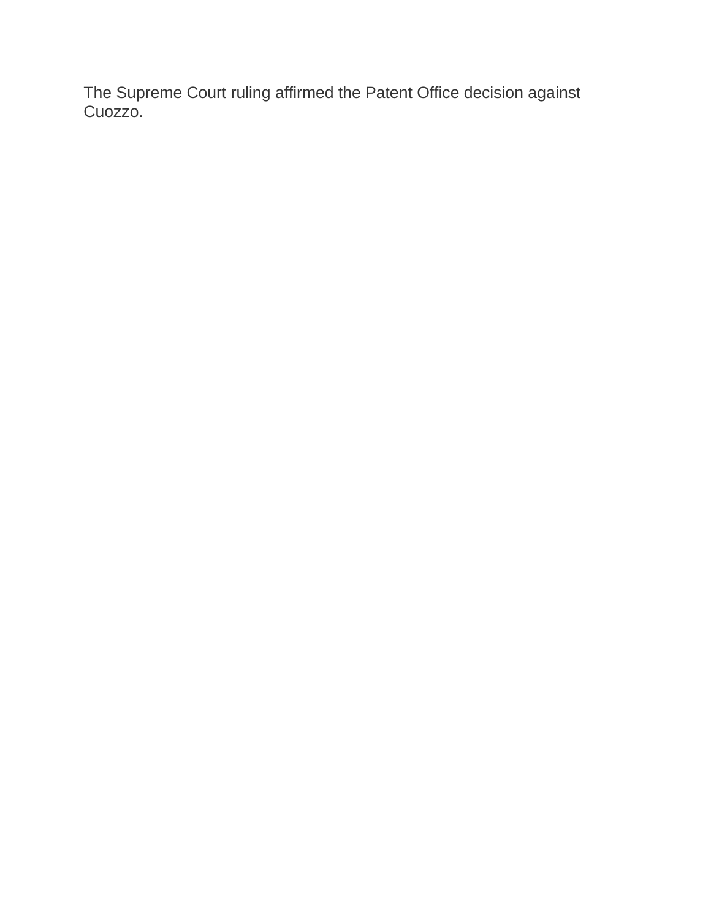The Supreme Court ruling affirmed the Patent Office decision against Cuozzo.